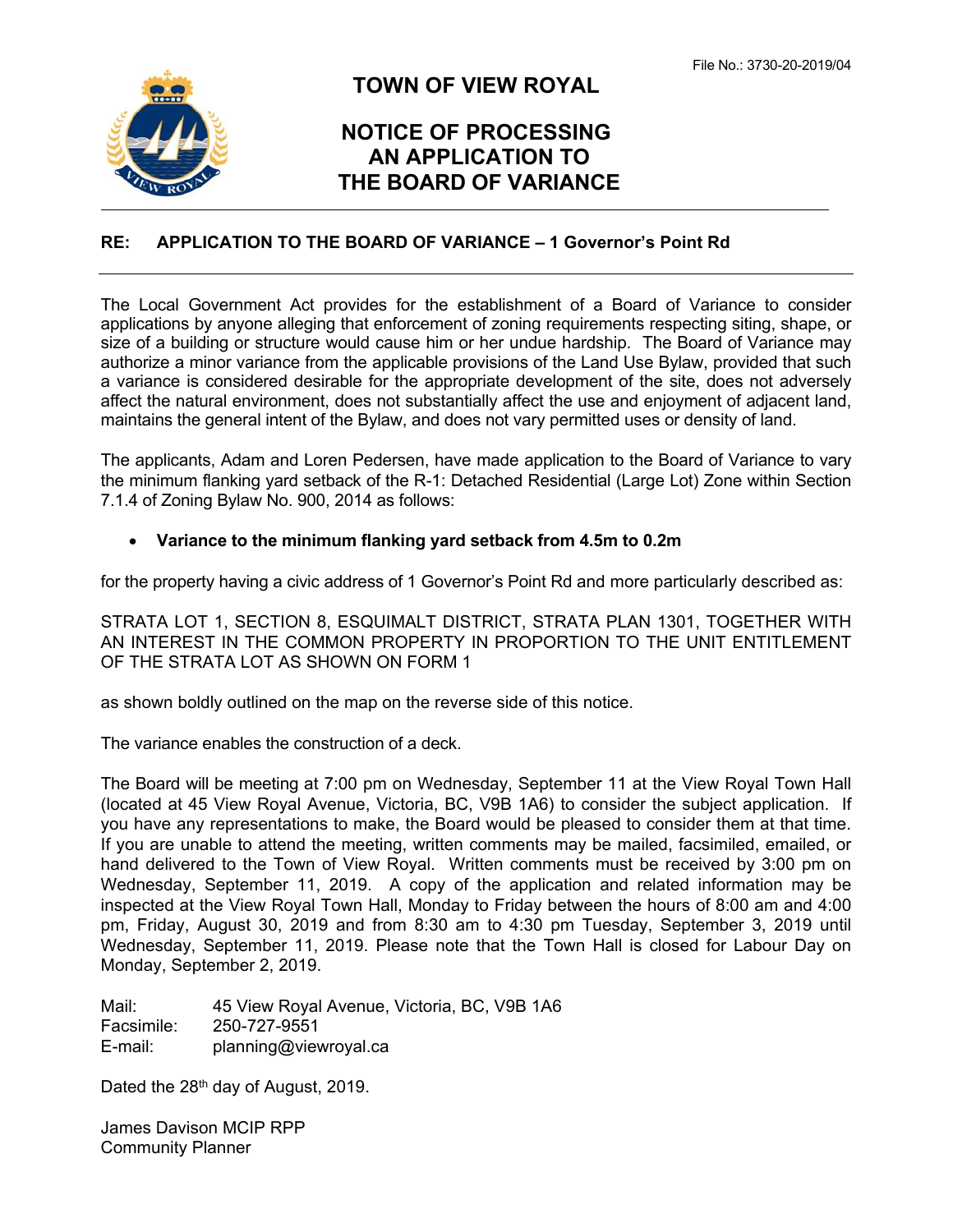File No.: 3730-20-2019/04

# TOWN OF VIEW ROYAL

## NOTICE OF PROCESSING AN APPLICATION TO THE BOARD OF VARIANCE

**RE: APPLICATION TO THE BOARD OF VARIANCE – 1 Governor's Point Rd**

The Local Government Act provides for the establishment of a Board of Variance to consider applications by anyone alleging that enforcement of zoning requirements respecting siting, shape, or size of a building or structure would cause him or her undue hardship. The Board of Variance may authorize a minor variance from the applicable provisions of the Land Use Bylaw, provided that such a variance is considered desirable for the appropriate development of the site, does not adversely affect the natural environment, does not substantially affect the use and enjoyment of adjacent land, maintains the general intent of the Bylaw, and does not vary permitted uses or density of land.

The applicants, Adam and Loren Pedersen, have made application to the Board of Variance to vary the minimum flanking yard setback of the R-1: Detached Residential (Large Lot) Zone within Section 7.1.4 of Zoning Bylaw No. 900, 2014 as follows:

- **Variance to the minimum flanking yard setback from 4.5m to 0.2m**

for the property having a civic address of 1 Governor's Point Rd and more particularly described as:

STRATA LOT 1, SECTION 8, ESQUIMALT DISTRICT, STRATA PLAN 1301, TOGETHER WITH AN INTEREST IN THE COMMON PROPERTY IN PROPORTION TO THE UNIT ENTITLEMENT OF THE STRATA LOT AS SHOWN ON FORM 1

as shown boldly outlined on the map on the reverse side of this notice.

The variance enables the construction of a deck.

The Board will be meeting at 7:00 pm on Wednesday, September 11 at the View Royal Town Hall (located at 45 View Royal Avenue, Victoria, BC, V9B 1A6) to consider the subject application. If you have any representations to make, the Board would be pleased to consider them at that time. If you are unable to attend the meeting, written comments may be mailed, facsimiled, emailed, or hand delivered to the Town of View Royal. Written comments must be received by 3:00 pm on Wednesday, September 11, 2019. A copy of the application and related information may be inspected at the View Royal Town Hall, Monday to Friday between the hours of 8:00 am and 4:00 pm, Friday, August 30, 2019 and from 8:30 am to 4:30 pm Tuesday, September 3, 2019 until Wednesday, September 11, 2019. Please note that the Town Hall is closed for Labour Day on Monday, September 2, 2019.

Mail: 45 View Royal Avenue, Victoria, BC, V9B 1A6
Facsimile: 250-727-9551
E-mail: planning@viewroyal.ca

Dated the 28th day of August, 2019.

James Davison MCIP RPP
Community Planner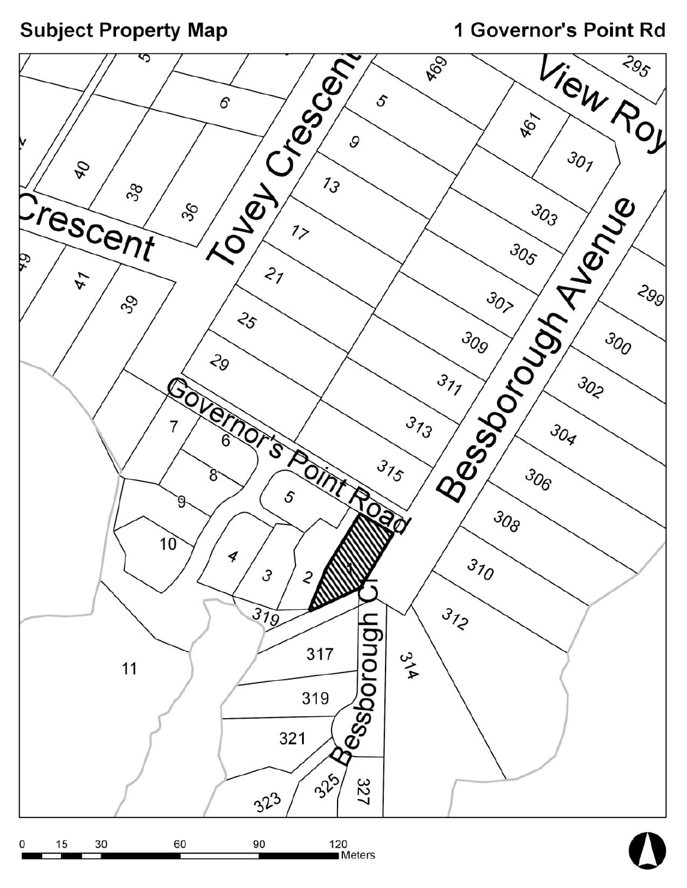**Subject Property Map**

**1 Governor's Point Rd**

Tovey Crescent

Crescent

View Royal

Bessborough Avenue

Governor's Point Road

Bessborough Ct

5
6
40
38
36
49
41
39
469
295
5
9
13
17
21
25
29
461
301
303
305
307
309
311
313
315
299
300
302
304
306
308
310
312
314
7
6
8
9
10
5
4
3
2
1
319
11
317
319
321
323
325
327

0 15 30 60 90 120 Meters